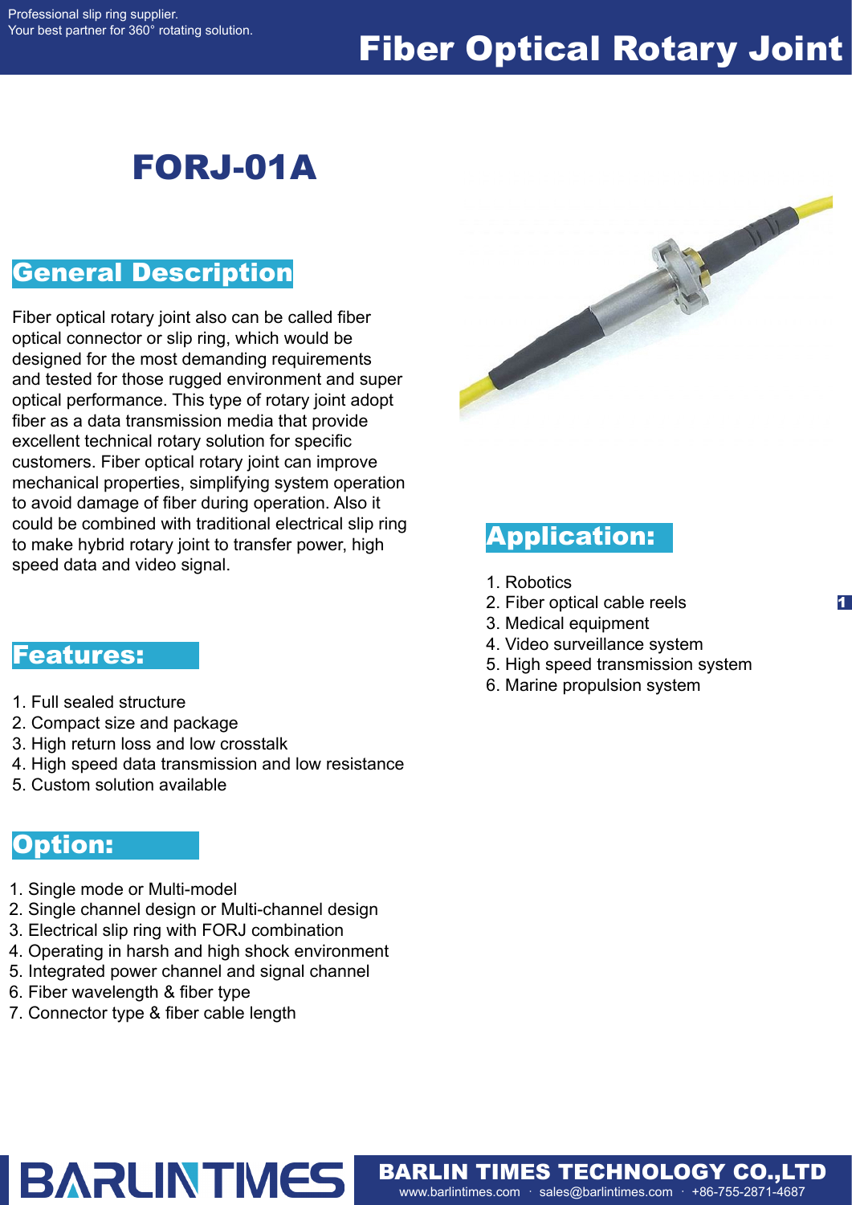# Fiber Optical Rotary Joint

## FORJ-01A

## General Description

Fiber optical rotary joint also can be called fiber optical connector or slip ring, which would be designed for the most demanding requirements and tested for those rugged environment and super optical performance. This type of rotary joint adopt fiber as a data transmission media that provide excellent technical rotary solution for specific customers. Fiber optical rotary joint can improve mechanical properties, simplifying system operation to avoid damage of fiber during operation. Also it could be combined with traditional electrical slip ring to make hybrid rotary joint to transfer power, high speed data and video signal.

## Features:

1. Full sealed structure
2. Compact size and package
3. High return loss and low crosstalk
4. High speed data transmission and low resistance
5. Custom solution available

## Option:

1. Single mode or Multi-model
2. Single channel design or Multi-channel design
3. Electrical slip ring with FORJ combination
4. Operating in harsh and high shock environment
5. Integrated power channel and signal channel
6. Fiber wavelength & fiber type
7. Connector type & fiber cable length

## Application:

1. Robotics
2. Fiber optical cable reels
3. Medical equipment
4. Video surveillance system
5. High speed transmission system
6. Marine propulsion system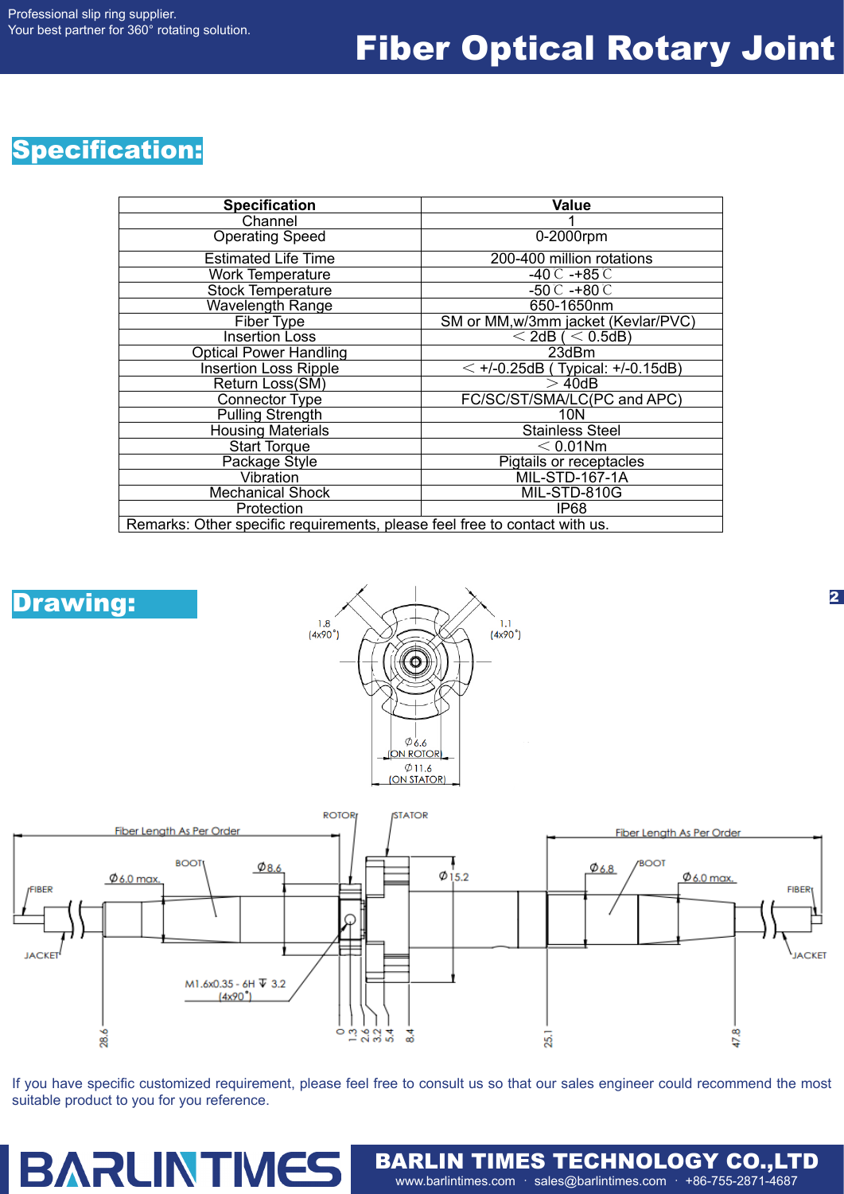# Fiber Optical Rotary Joint

## Specification:

| Specification | Value |
|---|---|
| Channel | 1 |
| Operating Speed | 0-2000rpm |
| Estimated Life Time | 200-400 million rotations |
| Work Temperature | -40℃ -+85℃ |
| Stock Temperature | -50℃ -+80℃ |
| Wavelength Range | 650-1650nm |
| Fiber Type | SM or MM,w/3mm jacket (Kevlar/PVC) |
| Insertion Loss | ＜2dB (＜0.5dB) |
| Optical Power Handling | 23dBm |
| Insertion Loss Ripple | ＜+/-0.25dB ( Typical: +/-0.15dB) |
| Return Loss(SM) | ＞40dB |
| Connector Type | FC/SC/ST/SMA/LC(PC and APC) |
| Pulling Strength | 10N |
| Housing Materials | Stainless Steel |
| Start Torque | ＜0.01Nm |
| Package Style | Pigtails or receptacles |
| Vibration | MIL-STD-167-1A |
| Mechanical Shock | MIL-STD-810G |
| Protection | IP68 |
| Remarks: Other specific requirements, please feel free to contact with us. | |

## Drawing:

1.8 (4x90°)
1.1 (4x90°)
Ø6.6 (ON ROTOR)
Ø11.6 (ON STATOR)
ROTOR
STATOR
Fiber Length As Per Order
Fiber Length As Per Order
BOOT
Ø8.6
Ø6.0 max.
FIBER
JACKET
Ø15.2
Ø6.8
BOOT
Ø6.0 max.
FIBER
JACKET
M1.6x0.35 - 6H ↧ 3.2 (4x90°)
28.6
0
1.3
2.6
3.2
5.4
8.4
25.1
47.8

If you have specific customized requirement, please feel free to consult us so that our sales engineer could recommend the most suitable product to you for you reference.